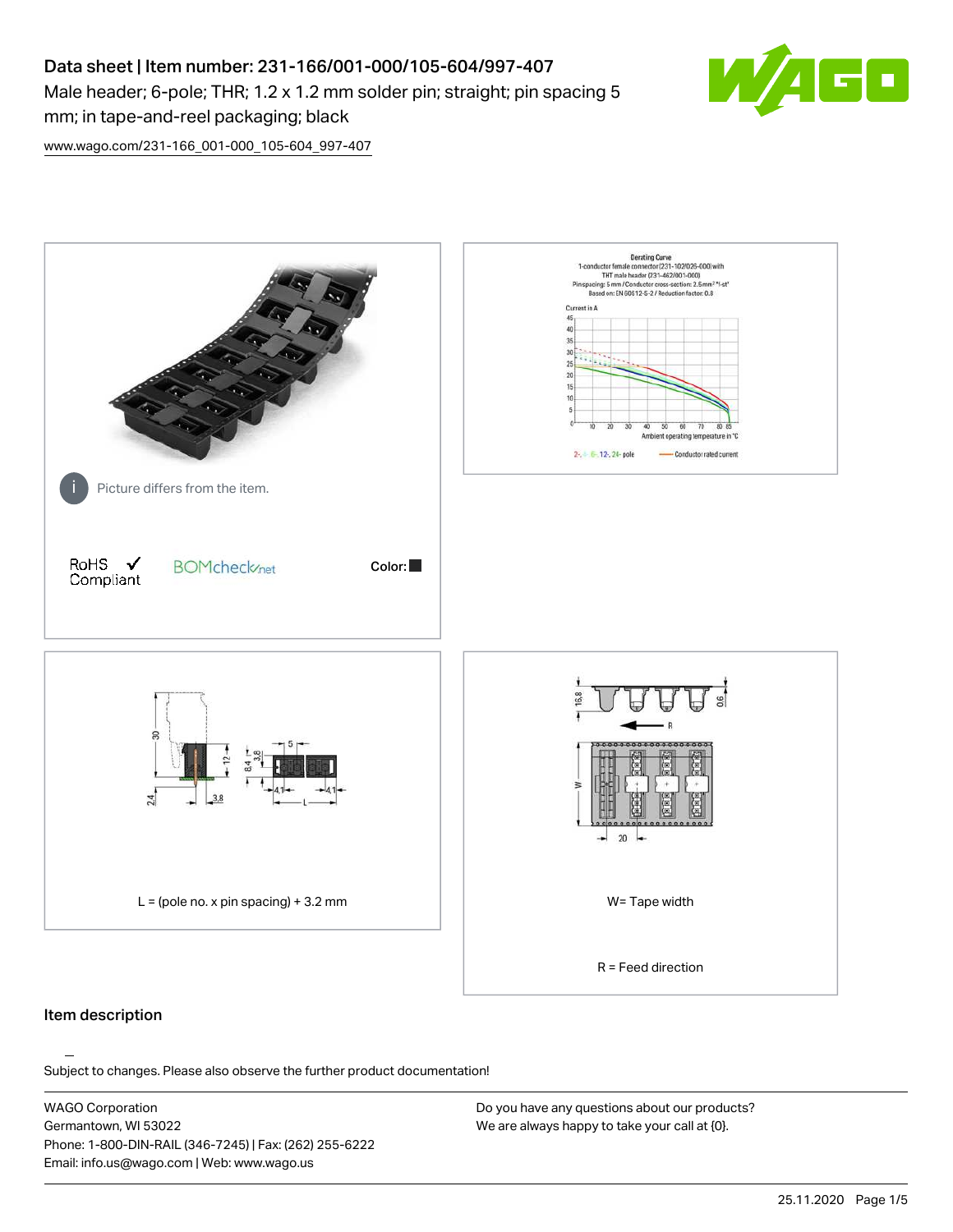# Data sheet | Item number: 231-166/001-000/105-604/997-407

Male header; 6-pole; THR; 1.2 x 1.2 mm solder pin; straight; pin spacing 5 mm; in tape-and-reel packaging; black

www.wago.com/231-166_001-000_105-604_997-407

Picture differs from the item.

RoHS Compliant

Color:

L = (pole no. x pin spacing) + 3.2 mm

W= Tape width

R = Feed direction

## Item description

Subject to changes. Please also observe the further product documentation!

WAGO Corporation
Germantown, WI 53022
Phone: 1-800-DIN-RAIL (346-7245) | Fax: (262) 255-6222
Email: info.us@wago.com | Web: www.wago.us

Do you have any questions about our products?
We are always happy to take your call at {0}.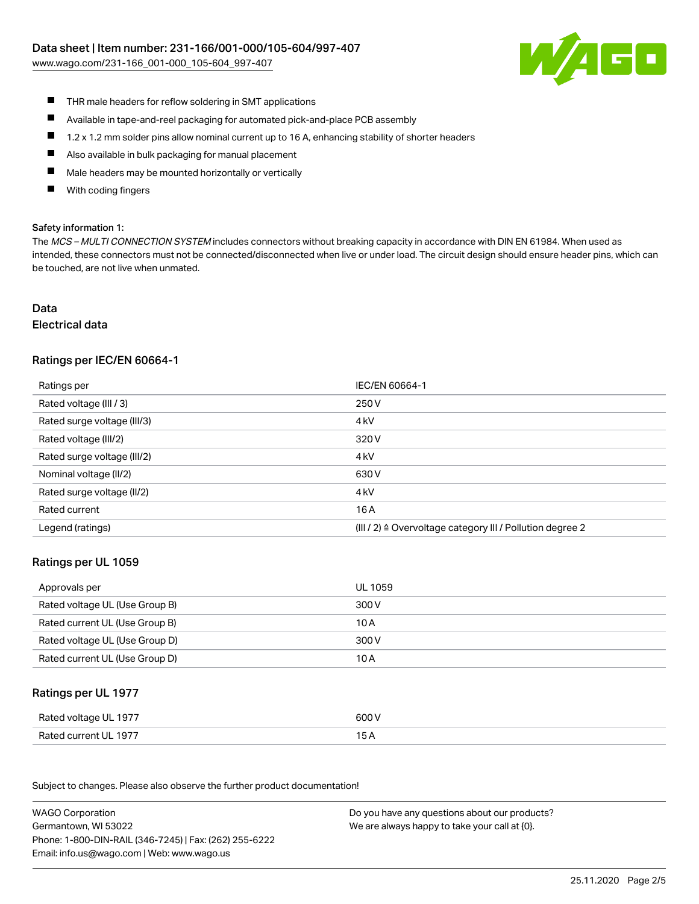- THR male headers for reflow soldering in SMT applications
- Available in tape-and-reel packaging for automated pick-and-place PCB assembly
- 1.2 x 1.2 mm solder pins allow nominal current up to 16 A, enhancing stability of shorter headers
- Also available in bulk packaging for manual placement
- Male headers may be mounted horizontally or vertically
- With coding fingers

Safety information 1:

The *MCS – MULTI CONNECTION SYSTEM* includes connectors without breaking capacity in accordance with DIN EN 61984. When used as intended, these connectors must not be connected/disconnected when live or under load. The circuit design should ensure header pins, which can be touched, are not live when unmated.

# Data

## Electrical data

### Ratings per IEC/EN 60664-1

| Ratings per | IEC/EN 60664-1 |
|---|---|
| Rated voltage (III / 3) | 250 V |
| Rated surge voltage (III/3) | 4 kV |
| Rated voltage (III/2) | 320 V |
| Rated surge voltage (III/2) | 4 kV |
| Nominal voltage (II/2) | 630 V |
| Rated surge voltage (II/2) | 4 kV |
| Rated current | 16 A |
| Legend (ratings) | (III / 2) ≙ Overvoltage category III / Pollution degree 2 |

### Ratings per UL 1059

| Approvals per | UL 1059 |
|---|---|
| Rated voltage UL (Use Group B) | 300 V |
| Rated current UL (Use Group B) | 10 A |
| Rated voltage UL (Use Group D) | 300 V |
| Rated current UL (Use Group D) | 10 A |

### Ratings per UL 1977

| Rated voltage UL 1977 | 600 V |
|---|---|
| Rated current UL 1977 | 15 A |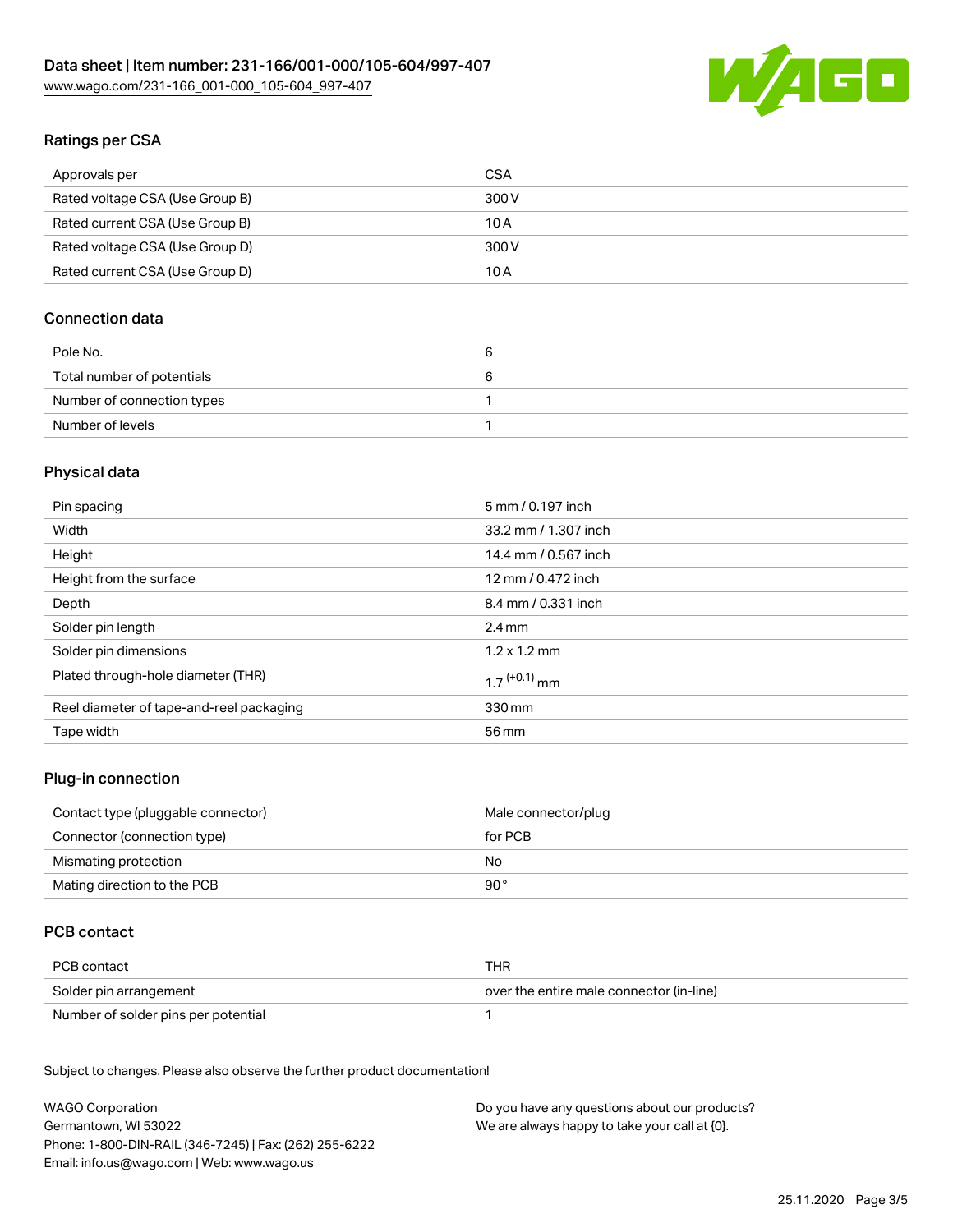## Ratings per CSA

| Approvals per | CSA |
|---|---|
| Rated voltage CSA (Use Group B) | 300 V |
| Rated current CSA (Use Group B) | 10 A |
| Rated voltage CSA (Use Group D) | 300 V |
| Rated current CSA (Use Group D) | 10 A |

## Connection data

| Pole No. | 6 |
|---|---|
| Total number of potentials | 6 |
| Number of connection types | 1 |
| Number of levels | 1 |

## Physical data

| Pin spacing | 5 mm / 0.197 inch |
|---|---|
| Width | 33.2 mm / 1.307 inch |
| Height | 14.4 mm / 0.567 inch |
| Height from the surface | 12 mm / 0.472 inch |
| Depth | 8.4 mm / 0.331 inch |
| Solder pin length | 2.4 mm |
| Solder pin dimensions | 1.2 x 1.2 mm |
| Plated through-hole diameter (THR) | $1.7^{(+0.1)}$ mm |
| Reel diameter of tape-and-reel packaging | 330 mm |
| Tape width | 56 mm |

## Plug-in connection

| Contact type (pluggable connector) | Male connector/plug |
|---|---|
| Connector (connection type) | for PCB |
| Mismating protection | No |
| Mating direction to the PCB | 90 ° |

## PCB contact

| PCB contact | THR |
|---|---|
| Solder pin arrangement | over the entire male connector (in-line) |
| Number of solder pins per potential | 1 |

Subject to changes. Please also observe the further product documentation!

WAGO Corporation
Germantown, WI 53022
Phone: 1-800-DIN-RAIL (346-7245) | Fax: (262) 255-6222
Email: info.us@wago.com | Web: www.wago.us

Do you have any questions about our products?
We are always happy to take your call at {0}.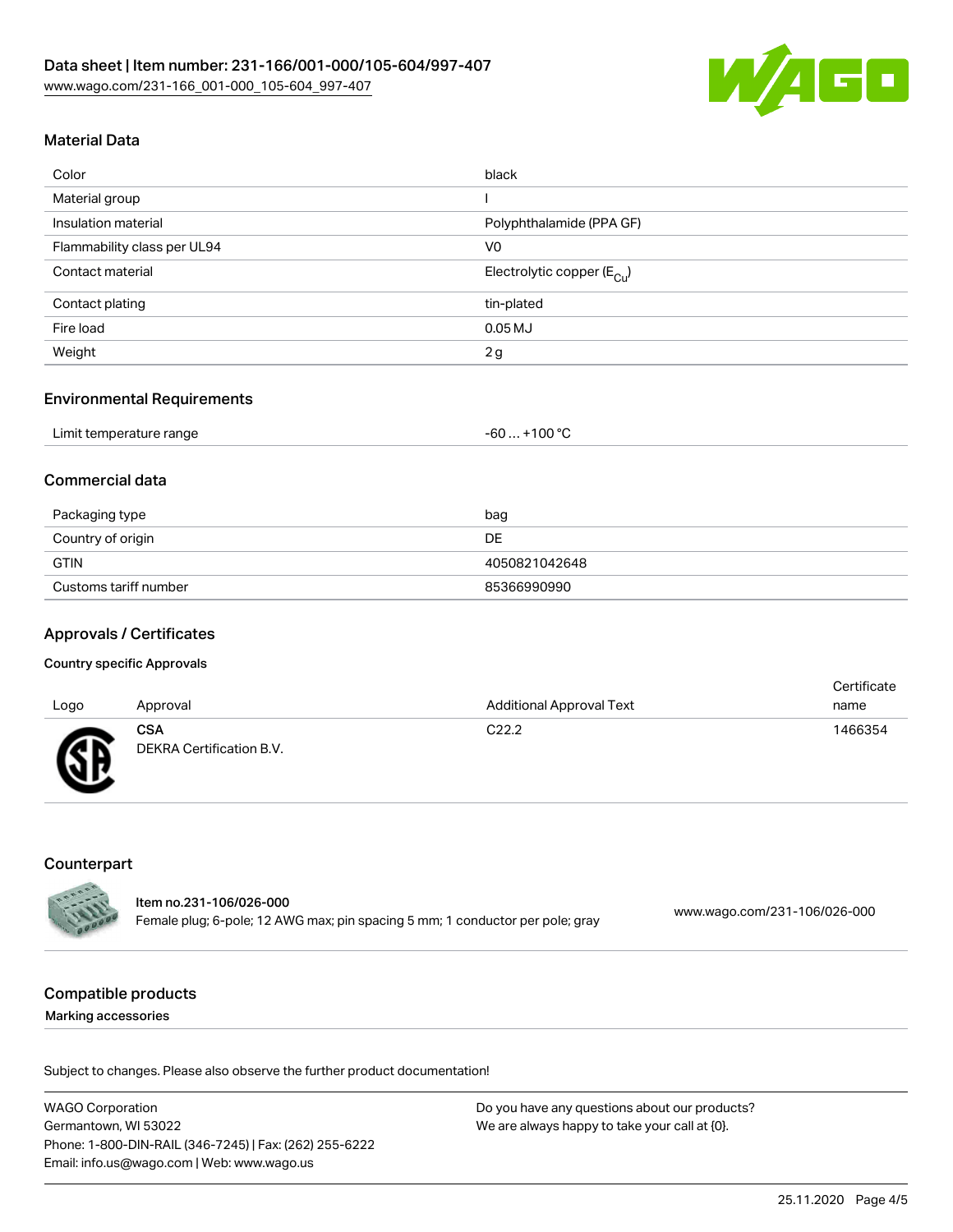## Material Data

| | |
|---|---|
| Color | black |
| Material group | I |
| Insulation material | Polyphthalamide (PPA GF) |
| Flammability class per UL94 | V0 |
| Contact material | Electrolytic copper ($E_{Cu}$) |
| Contact plating | tin-plated |
| Fire load | 0.05 MJ |
| Weight | 2 g |

## Environmental Requirements

| | |
|---|---|
| Limit temperature range | -60 … +100 °C |

## Commercial data

| | |
|---|---|
| Packaging type | bag |
| Country of origin | DE |
| GTIN | 4050821042648 |
| Customs tariff number | 85366990990 |

## Approvals / Certificates

### Country specific Approvals

| Logo | Approval | Additional Approval Text | Certificate name |
|---|---|---|---|
| | **CSA** DEKRA Certification B.V. | C22.2 | 1466354 |

## Counterpart

| | |
|---|---|
| **Item no.231-106/026-000** Female plug; 6-pole; 12 AWG max; pin spacing 5 mm; 1 conductor per pole; gray | www.wago.com/231-106/026-000 |

## Compatible products

Marking accessories

Subject to changes. Please also observe the further product documentation!

WAGO Corporation
Germantown, WI 53022
Phone: 1-800-DIN-RAIL (346-7245) | Fax: (262) 255-6222
Email: info.us@wago.com | Web: www.wago.us

Do you have any questions about our products?
We are always happy to take your call at {0}.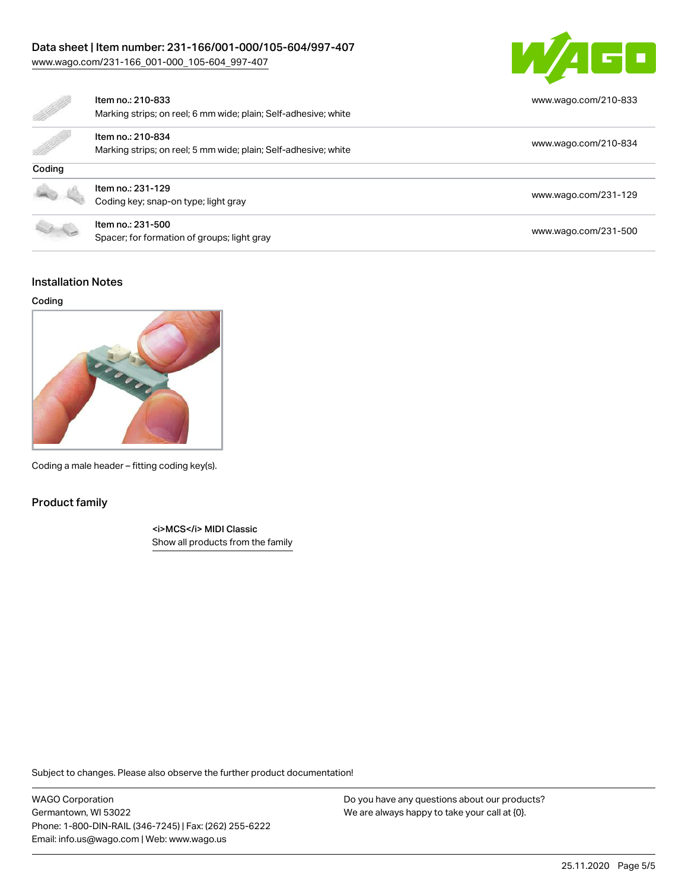| | | |
|---|---|---|
| | Item no.: 210-833<br>Marking strips; on reel; 6 mm wide; plain; Self-adhesive; white | www.wago.com/210-833 |
| | Item no.: 210-834<br>Marking strips; on reel; 5 mm wide; plain; Self-adhesive; white | www.wago.com/210-834 |
| **Coding** | | |
| | Item no.: 231-129<br>Coding key; snap-on type; light gray | www.wago.com/231-129 |
| | Item no.: 231-500<br>Spacer; for formation of groups; light gray | www.wago.com/231-500 |

## Installation Notes

### Coding

Coding a male header – fitting coding key(s).

## Product family

<i>MCS</i> MIDI Classic
Show all products from the family

Subject to changes. Please also observe the further product documentation!

WAGO Corporation
Germantown, WI 53022
Phone: 1-800-DIN-RAIL (346-7245) | Fax: (262) 255-6222
Email: info.us@wago.com | Web: www.wago.us

Do you have any questions about our products?
We are always happy to take your call at {0}.